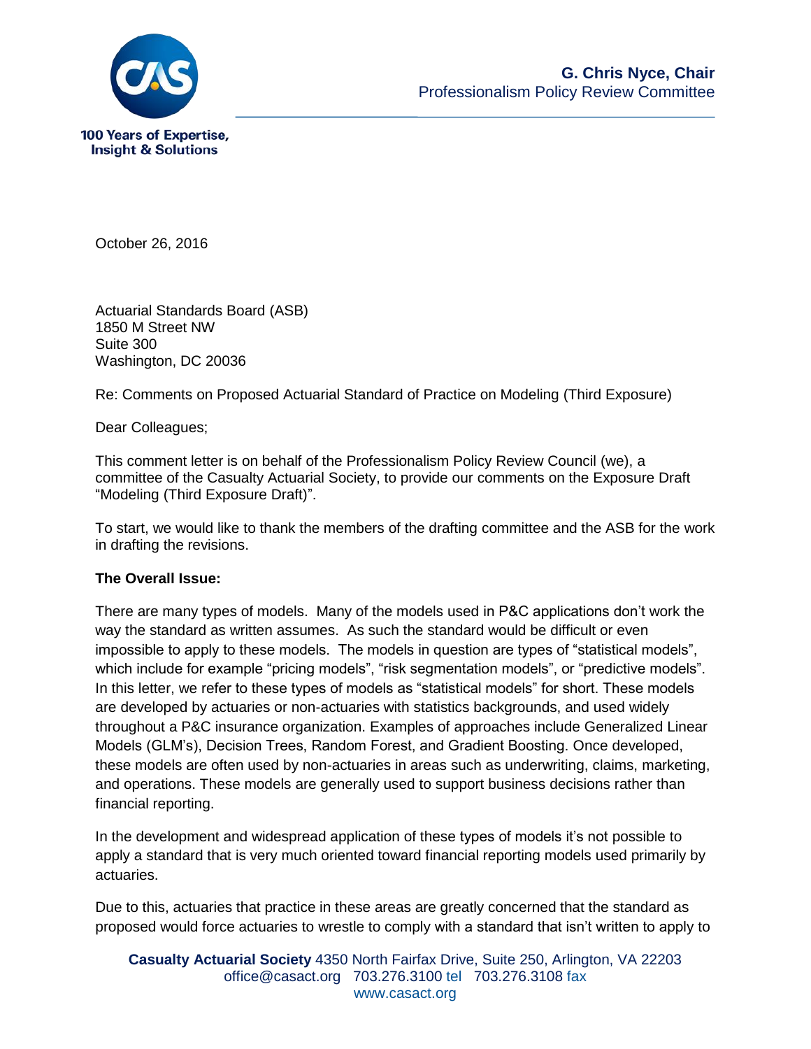**G. Chris Nyce, Chair**
Professionalism Policy Review Committee

October 26, 2016

Actuarial Standards Board (ASB)
1850 M Street NW
Suite 300
Washington, DC 20036

Re: Comments on Proposed Actuarial Standard of Practice on Modeling (Third Exposure)

Dear Colleagues;

This comment letter is on behalf of the Professionalism Policy Review Council (we), a committee of the Casualty Actuarial Society, to provide our comments on the Exposure Draft "Modeling (Third Exposure Draft)".

To start, we would like to thank the members of the drafting committee and the ASB for the work in drafting the revisions.

**The Overall Issue:**

There are many types of models. Many of the models used in P&C applications don't work the way the standard as written assumes. As such the standard would be difficult or even impossible to apply to these models. The models in question are types of "statistical models", which include for example "pricing models", "risk segmentation models", or "predictive models". In this letter, we refer to these types of models as "statistical models" for short. These models are developed by actuaries or non-actuaries with statistics backgrounds, and used widely throughout a P&C insurance organization. Examples of approaches include Generalized Linear Models (GLM's), Decision Trees, Random Forest, and Gradient Boosting. Once developed, these models are often used by non-actuaries in areas such as underwriting, claims, marketing, and operations. These models are generally used to support business decisions rather than financial reporting.

In the development and widespread application of these types of models it's not possible to apply a standard that is very much oriented toward financial reporting models used primarily by actuaries.

Due to this, actuaries that practice in these areas are greatly concerned that the standard as proposed would force actuaries to wrestle to comply with a standard that isn't written to apply to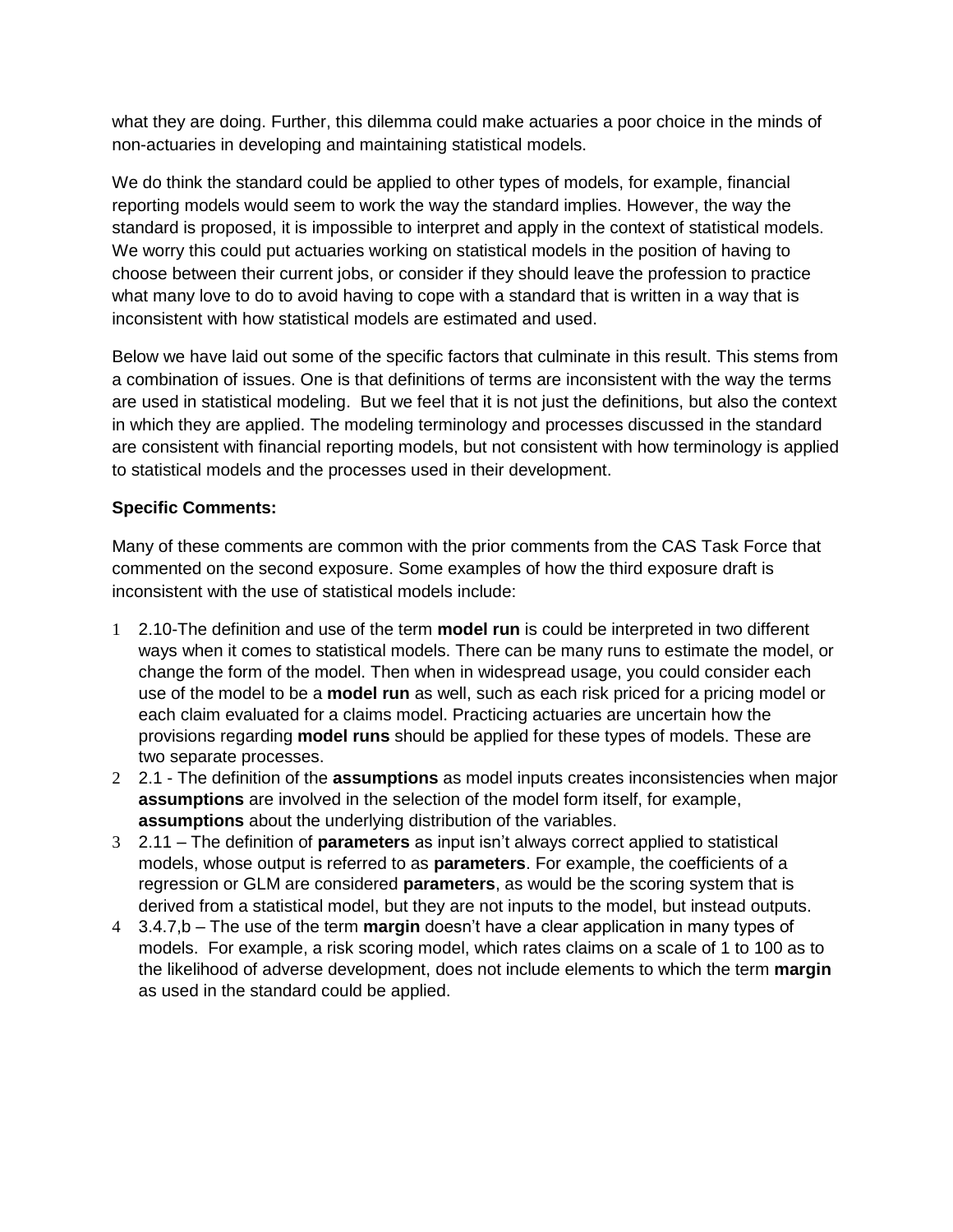what they are doing. Further, this dilemma could make actuaries a poor choice in the minds of non-actuaries in developing and maintaining statistical models.

We do think the standard could be applied to other types of models, for example, financial reporting models would seem to work the way the standard implies. However, the way the standard is proposed, it is impossible to interpret and apply in the context of statistical models. We worry this could put actuaries working on statistical models in the position of having to choose between their current jobs, or consider if they should leave the profession to practice what many love to do to avoid having to cope with a standard that is written in a way that is inconsistent with how statistical models are estimated and used.

Below we have laid out some of the specific factors that culminate in this result. This stems from a combination of issues. One is that definitions of terms are inconsistent with the way the terms are used in statistical modeling. But we feel that it is not just the definitions, but also the context in which they are applied. The modeling terminology and processes discussed in the standard are consistent with financial reporting models, but not consistent with how terminology is applied to statistical models and the processes used in their development.

**Specific Comments:**

Many of these comments are common with the prior comments from the CAS Task Force that commented on the second exposure. Some examples of how the third exposure draft is inconsistent with the use of statistical models include:

1. 2.10-The definition and use of the term **model run** is could be interpreted in two different ways when it comes to statistical models. There can be many runs to estimate the model, or change the form of the model. Then when in widespread usage, you could consider each use of the model to be a **model run** as well, such as each risk priced for a pricing model or each claim evaluated for a claims model. Practicing actuaries are uncertain how the provisions regarding **model runs** should be applied for these types of models. These are two separate processes.
2. 2.1 - The definition of the **assumptions** as model inputs creates inconsistencies when major **assumptions** are involved in the selection of the model form itself, for example, **assumptions** about the underlying distribution of the variables.
3. 2.11 – The definition of **parameters** as input isn't always correct applied to statistical models, whose output is referred to as **parameters**. For example, the coefficients of a regression or GLM are considered **parameters**, as would be the scoring system that is derived from a statistical model, but they are not inputs to the model, but instead outputs.
4. 3.4.7,b – The use of the term **margin** doesn't have a clear application in many types of models. For example, a risk scoring model, which rates claims on a scale of 1 to 100 as to the likelihood of adverse development, does not include elements to which the term **margin** as used in the standard could be applied.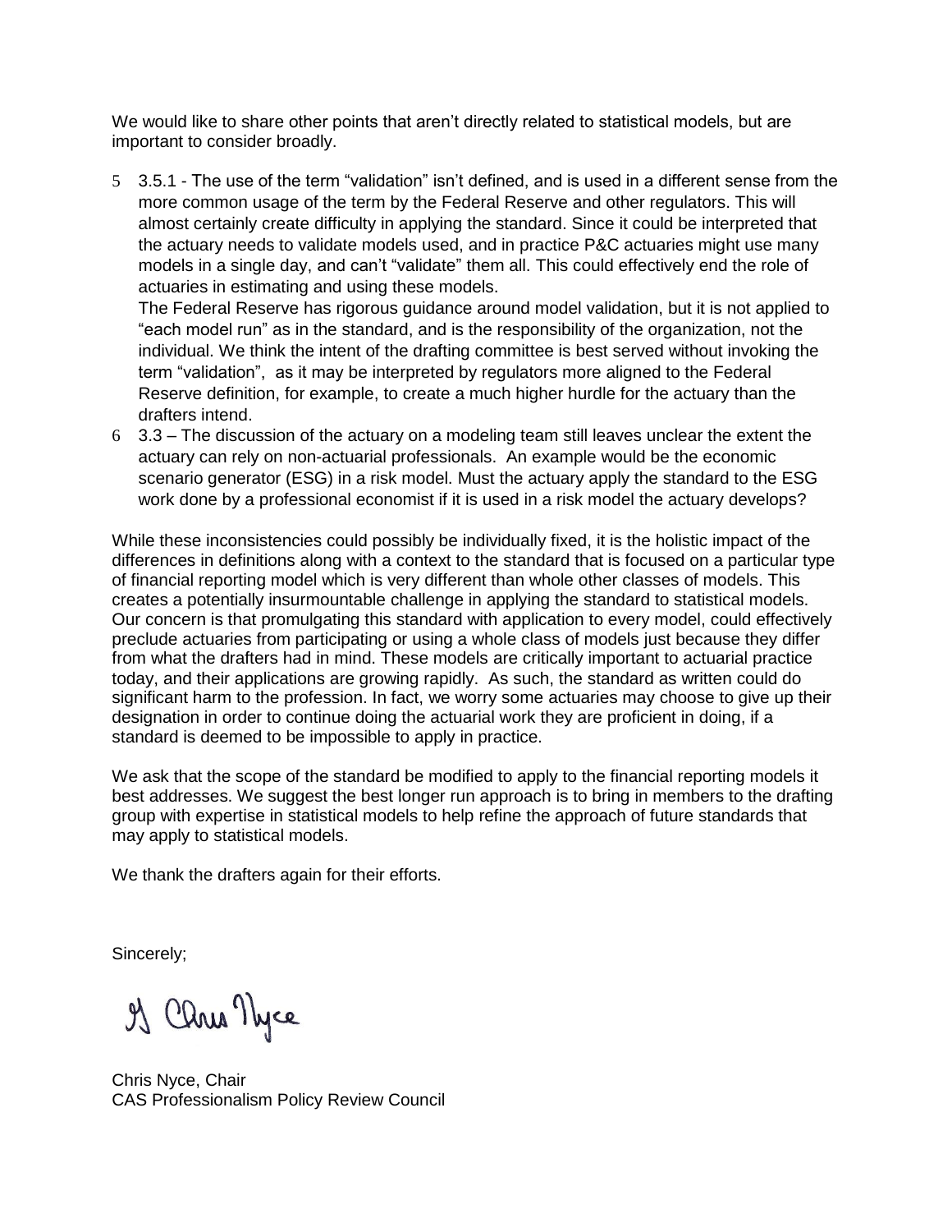We would like to share other points that aren't directly related to statistical models, but are important to consider broadly.

5. 3.5.1 - The use of the term "validation" isn't defined, and is used in a different sense from the more common usage of the term by the Federal Reserve and other regulators. This will almost certainly create difficulty in applying the standard. Since it could be interpreted that the actuary needs to validate models used, and in practice P&C actuaries might use many models in a single day, and can't "validate" them all. This could effectively end the role of actuaries in estimating and using these models.
   The Federal Reserve has rigorous guidance around model validation, but it is not applied to "each model run" as in the standard, and is the responsibility of the organization, not the individual. We think the intent of the drafting committee is best served without invoking the term "validation", as it may be interpreted by regulators more aligned to the Federal Reserve definition, for example, to create a much higher hurdle for the actuary than the drafters intend.
6. 3.3 – The discussion of the actuary on a modeling team still leaves unclear the extent the actuary can rely on non-actuarial professionals. An example would be the economic scenario generator (ESG) in a risk model. Must the actuary apply the standard to the ESG work done by a professional economist if it is used in a risk model the actuary develops?

While these inconsistencies could possibly be individually fixed, it is the holistic impact of the differences in definitions along with a context to the standard that is focused on a particular type of financial reporting model which is very different than whole other classes of models. This creates a potentially insurmountable challenge in applying the standard to statistical models. Our concern is that promulgating this standard with application to every model, could effectively preclude actuaries from participating or using a whole class of models just because they differ from what the drafters had in mind. These models are critically important to actuarial practice today, and their applications are growing rapidly. As such, the standard as written could do significant harm to the profession. In fact, we worry some actuaries may choose to give up their designation in order to continue doing the actuarial work they are proficient in doing, if a standard is deemed to be impossible to apply in practice.

We ask that the scope of the standard be modified to apply to the financial reporting models it best addresses. We suggest the best longer run approach is to bring in members to the drafting group with expertise in statistical models to help refine the approach of future standards that may apply to statistical models.

We thank the drafters again for their efforts.

Sincerely;

G Chris Nyce

Chris Nyce, Chair
CAS Professionalism Policy Review Council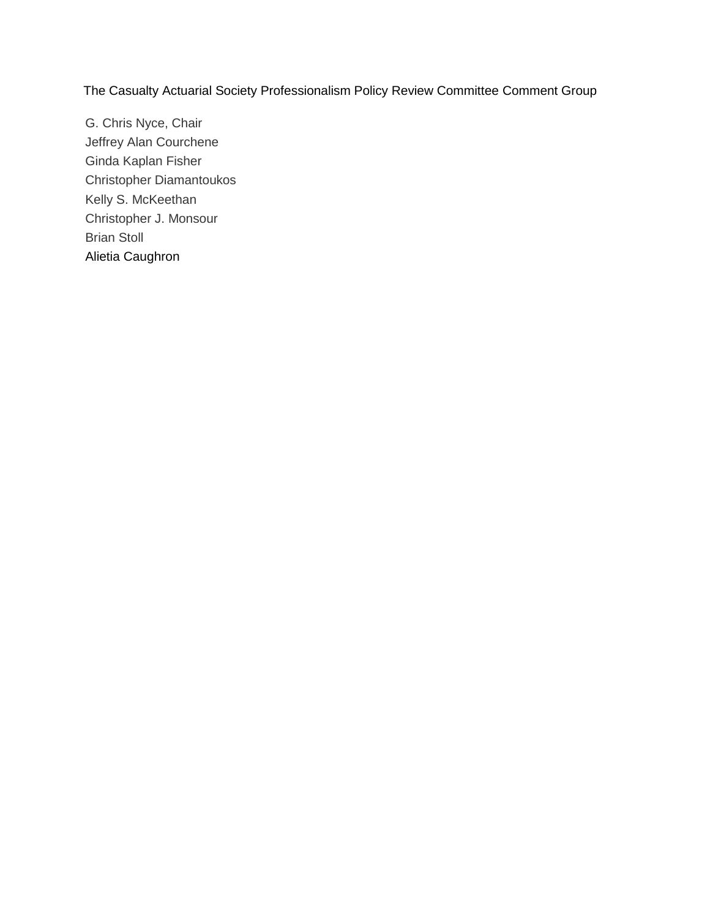The Casualty Actuarial Society Professionalism Policy Review Committee Comment Group

G. Chris Nyce, Chair
Jeffrey Alan Courchene
Ginda Kaplan Fisher
Christopher Diamantoukos
Kelly S. McKeethan
Christopher J. Monsour
Brian Stoll
Alietia Caughron